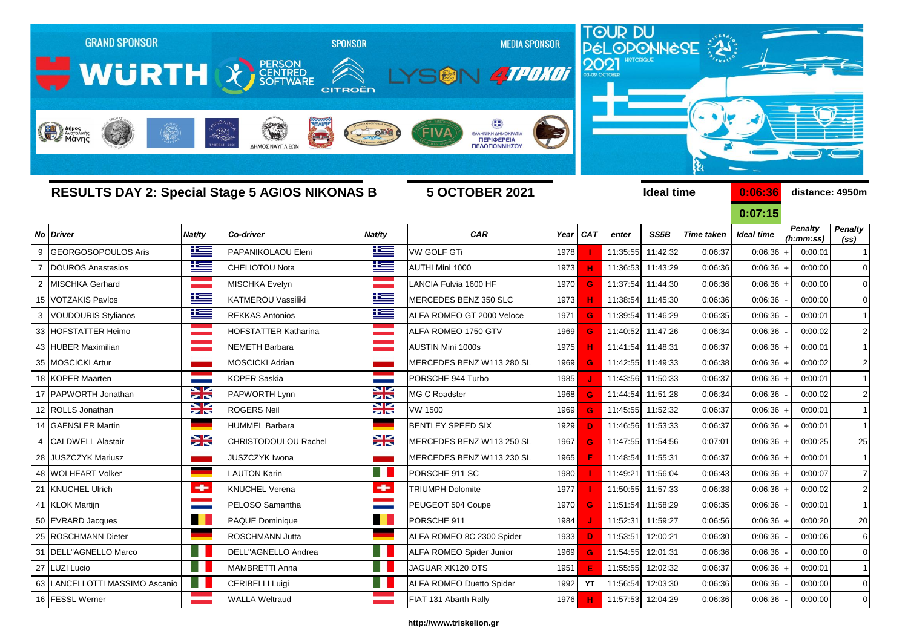GRAND SPONSOR WÜRTH — PERSON CENTRED SOFTWARE — SPONSOR CITROËN — MEDIA SPONSOR LYSON 4TPOXOI

TOUR DU PÉLOPONNÈSE 2021 HISTORIQUE 03-09 OCTOBER

## RESULTS DAY 2: Special Stage 5 AGIOS NIKONAS B

**5 OCTOBER 2021**

**Ideal time** 0:06:36 **distance: 4950m**

0:07:15

| No | Driver | Nat/ty | Co-driver | Nat/ty | CAR | Year | CAT | enter | SS5B | Time taken | Ideal time | | Penalty (h:mm:ss) | Penalty (ss) |
|---|---|---|---|---|---|---|---|---|---|---|---|---|---|---|
| 9 | GEORGOSOPOULOS Aris | | PAPANIKOLAOU Eleni | | VW GOLF GTi | 1978 | I | 11:35:55 | 11:42:32 | 0:06:37 | 0:06:36 | + | 0:00:01 | 1 |
| 7 | DOUROS Anastasios | | CHELIOTOU Nota | | AUTHI Mini 1000 | 1973 | H | 11:36:53 | 11:43:29 | 0:06:36 | 0:06:36 | + | 0:00:00 | 0 |
| 2 | MISCHKA Gerhard | | MISCHKA Evelyn | | LANCIA Fulvia 1600 HF | 1970 | G | 11:37:54 | 11:44:30 | 0:06:36 | 0:06:36 | + | 0:00:00 | 0 |
| 15 | VOTZAKIS Pavlos | | KATMEROU Vassiliki | | MERCEDES BENZ 350 SLC | 1973 | H | 11:38:54 | 11:45:30 | 0:06:36 | 0:06:36 | - | 0:00:00 | 0 |
| 3 | VOUDOURIS Stylianos | | REKKAS Antonios | | ALFA ROMEO GT 2000 Veloce | 1971 | G | 11:39:54 | 11:46:29 | 0:06:35 | 0:06:36 | - | 0:00:01 | 1 |
| 33 | HOFSTATTER Heimo | | HOFSTATTER Katharina | | ALFA ROMEO 1750 GTV | 1969 | G | 11:40:52 | 11:47:26 | 0:06:34 | 0:06:36 | - | 0:00:02 | 2 |
| 43 | HUBER Maximilian | | NEMETH Barbara | | AUSTIN Mini 1000s | 1975 | H | 11:41:54 | 11:48:31 | 0:06:37 | 0:06:36 | + | 0:00:01 | 1 |
| 35 | MOSCICKI Artur | | MOSCICKI Adrian | | MERCEDES BENZ W113 280 SL | 1969 | G | 11:42:55 | 11:49:33 | 0:06:38 | 0:06:36 | + | 0:00:02 | 2 |
| 18 | KOPER Maarten | | KOPER Saskia | | PORSCHE 944 Turbo | 1985 | J | 11:43:56 | 11:50:33 | 0:06:37 | 0:06:36 | + | 0:00:01 | 1 |
| 17 | PAPWORTH Jonathan | | PAPWORTH Lynn | | MG C Roadster | 1968 | G | 11:44:54 | 11:51:28 | 0:06:34 | 0:06:36 | - | 0:00:02 | 2 |
| 12 | ROLLS Jonathan | | ROGERS Neil | | VW 1500 | 1969 | G | 11:45:55 | 11:52:32 | 0:06:37 | 0:06:36 | + | 0:00:01 | 1 |
| 14 | GAENSLER Martin | | HUMMEL Barbara | | BENTLEY SPEED SIX | 1929 | D | 11:46:56 | 11:53:33 | 0:06:37 | 0:06:36 | + | 0:00:01 | 1 |
| 4 | CALDWELL Alastair | | CHRISTODOULOU Rachel | | MERCEDES BENZ W113 250 SL | 1967 | G | 11:47:55 | 11:54:56 | 0:07:01 | 0:06:36 | + | 0:00:25 | 25 |
| 28 | JUSZCZYK Mariusz | | JUSZCZYK Iwona | | MERCEDES BENZ W113 230 SL | 1965 | F | 11:48:54 | 11:55:31 | 0:06:37 | 0:06:36 | + | 0:00:01 | 1 |
| 48 | WOLHFART Volker | | LAUTON Karin | | PORSCHE 911 SC | 1980 | I | 11:49:21 | 11:56:04 | 0:06:43 | 0:06:36 | + | 0:00:07 | 7 |
| 21 | KNUCHEL Ulrich | | KNUCHEL Verena | | TRIUMPH Dolomite | 1977 | I | 11:50:55 | 11:57:33 | 0:06:38 | 0:06:36 | + | 0:00:02 | 2 |
| 41 | KLOK Martijn | | PELOSO Samantha | | PEUGEOT 504 Coupe | 1970 | G | 11:51:54 | 11:58:29 | 0:06:35 | 0:06:36 | - | 0:00:01 | 1 |
| 50 | EVRARD Jacques | | PAQUE Dominique | | PORSCHE 911 | 1984 | J | 11:52:31 | 11:59:27 | 0:06:56 | 0:06:36 | + | 0:00:20 | 20 |
| 25 | ROSCHMANN Dieter | | ROSCHMANN Jutta | | ALFA ROMEO 8C 2300 Spider | 1933 | D | 11:53:51 | 12:00:21 | 0:06:30 | 0:06:36 | - | 0:00:06 | 6 |
| 31 | DELL"AGNELLO Marco | | DELL"AGNELLO Andrea | | ALFA ROMEO Spider Junior | 1969 | G | 11:54:55 | 12:01:31 | 0:06:36 | 0:06:36 | - | 0:00:00 | 0 |
| 27 | LUZI Lucio | | MAMBRETTI Anna | | JAGUAR XK120 OTS | 1951 | E | 11:55:55 | 12:02:32 | 0:06:37 | 0:06:36 | + | 0:00:01 | 1 |
| 63 | LANCELLOTTI MASSIMO Ascanio | | CERIBELLI Luigi | | ALFA ROMEO Duetto Spider | 1992 | YT | 11:56:54 | 12:03:30 | 0:06:36 | 0:06:36 | - | 0:00:00 | 0 |
| 16 | FESSL Werner | | WALLA Weltraud | | FIAT 131 Abarth Rally | 1976 | H | 11:57:53 | 12:04:29 | 0:06:36 | 0:06:36 | - | 0:00:00 | 0 |

http://www.triskelion.gr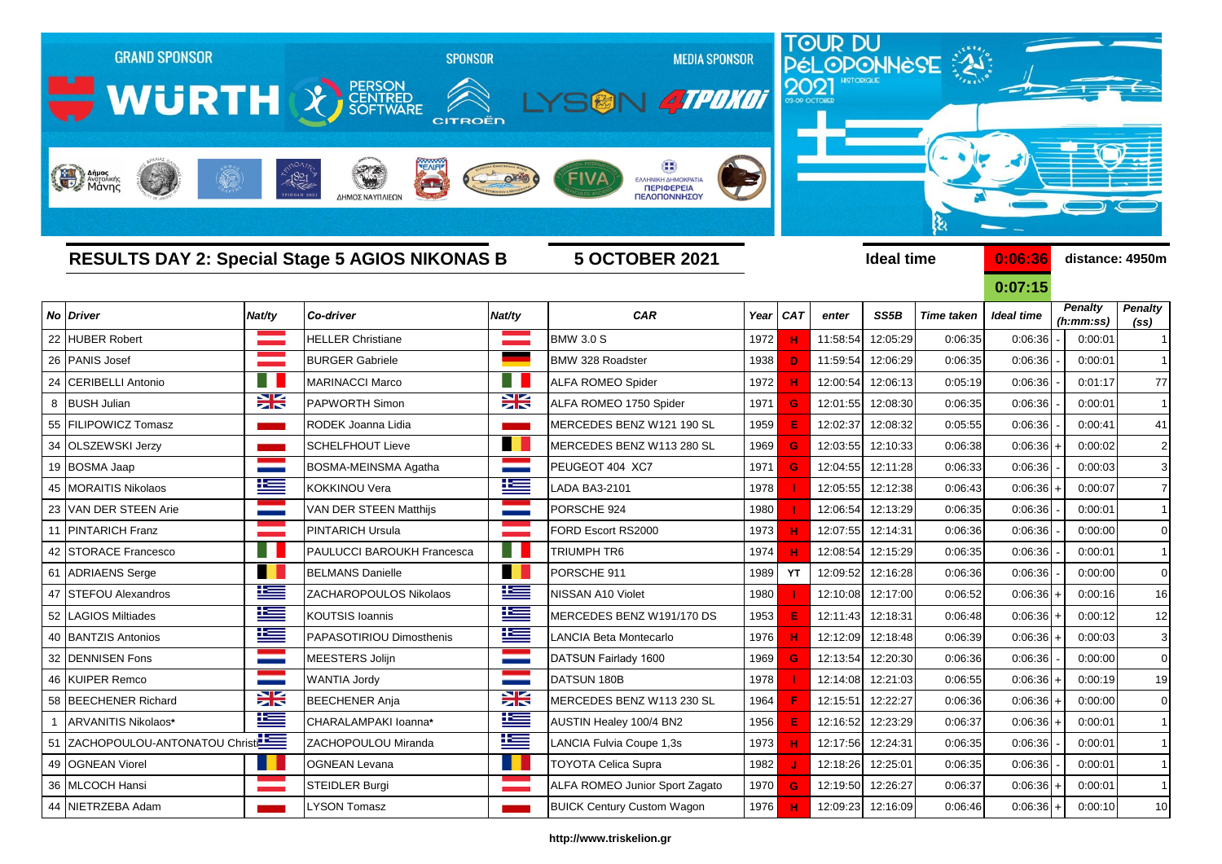GRAND SPONSOR WÜRTH — SPONSOR PERSON CENTRED SOFTWARE, CITROËN — MEDIA SPONSOR LYSON 4TPOXOI

TOUR DU PÉLOPONNÈSE 2021 HISTORIQUE 03-09 OCTOBER

## RESULTS DAY 2: Special Stage 5 AGIOS NIKONAS B

**5 OCTOBER 2021**

Ideal time **0:06:36** distance: 4950m

**0:07:15**

| No | Driver | Nat/ty | Co-driver | Nat/ty | CAR | Year | CAT | enter | SS5B | Time taken | Ideal time | | Penalty (h:mm:ss) | Penalty (ss) |
|---|---|---|---|---|---|---|---|---|---|---|---|---|---|---|
| 22 | HUBER Robert | | HELLER Christiane | | BMW 3.0 S | 1972 | H | 11:58:54 | 12:05:29 | 0:06:35 | 0:06:36 | - | 0:00:01 | 1 |
| 26 | PANIS Josef | | BURGER Gabriele | | BMW 328 Roadster | 1938 | D | 11:59:54 | 12:06:29 | 0:06:35 | 0:06:36 | - | 0:00:01 | 1 |
| 24 | CERIBELLI Antonio | | MARINACCI Marco | | ALFA ROMEO Spider | 1972 | H | 12:00:54 | 12:06:13 | 0:05:19 | 0:06:36 | - | 0:01:17 | 77 |
| 8 | BUSH Julian | | PAPWORTH Simon | | ALFA ROMEO 1750 Spider | 1971 | G | 12:01:55 | 12:08:30 | 0:06:35 | 0:06:36 | - | 0:00:01 | 1 |
| 55 | FILIPOWICZ Tomasz | | RODEK Joanna Lidia | | MERCEDES BENZ W121 190 SL | 1959 | E | 12:02:37 | 12:08:32 | 0:05:55 | 0:06:36 | - | 0:00:41 | 41 |
| 34 | OLSZEWSKI Jerzy | | SCHELFHOUT Lieve | | MERCEDES BENZ W113 280 SL | 1969 | G | 12:03:55 | 12:10:33 | 0:06:38 | 0:06:36 | + | 0:00:02 | 2 |
| 19 | BOSMA Jaap | | BOSMA-MEINSMA Agatha | | PEUGEOT 404 XC7 | 1971 | G | 12:04:55 | 12:11:28 | 0:06:33 | 0:06:36 | - | 0:00:03 | 3 |
| 45 | MORAITIS Nikolaos | | KOKKINOU Vera | | LADA BA3-2101 | 1978 | I | 12:05:55 | 12:12:38 | 0:06:43 | 0:06:36 | + | 0:00:07 | 7 |
| 23 | VAN DER STEEN Arie | | VAN DER STEEN Matthijs | | PORSCHE 924 | 1980 | I | 12:06:54 | 12:13:29 | 0:06:35 | 0:06:36 | - | 0:00:01 | 1 |
| 11 | PINTARICH Franz | | PINTARICH Ursula | | FORD Escort RS2000 | 1973 | H | 12:07:55 | 12:14:31 | 0:06:36 | 0:06:36 | - | 0:00:00 | 0 |
| 42 | STORACE Francesco | | PAULUCCI BAROUKH Francesca | | TRIUMPH TR6 | 1974 | H | 12:08:54 | 12:15:29 | 0:06:35 | 0:06:36 | - | 0:00:01 | 1 |
| 61 | ADRIAENS Serge | | BELMANS Danielle | | PORSCHE 911 | 1989 | YT | 12:09:52 | 12:16:28 | 0:06:36 | 0:06:36 | - | 0:00:00 | 0 |
| 47 | STEFOU Alexandros | | ZACHAROPOULOS Nikolaos | | NISSAN A10 Violet | 1980 | I | 12:10:08 | 12:17:00 | 0:06:52 | 0:06:36 | + | 0:00:16 | 16 |
| 52 | LAGIOS Miltiades | | KOUTSIS Ioannis | | MERCEDES BENZ W191/170 DS | 1953 | E | 12:11:43 | 12:18:31 | 0:06:48 | 0:06:36 | + | 0:00:12 | 12 |
| 40 | BANTZIS Antonios | | PAPASOTIRIOU Dimosthenis | | LANCIA Beta Montecarlo | 1976 | H | 12:12:09 | 12:18:48 | 0:06:39 | 0:06:36 | + | 0:00:03 | 3 |
| 32 | DENNISEN Fons | | MEESTERS Jolijn | | DATSUN Fairlady 1600 | 1969 | G | 12:13:54 | 12:20:30 | 0:06:36 | 0:06:36 | - | 0:00:00 | 0 |
| 46 | KUIPER Remco | | WANTIA Jordy | | DATSUN 180B | 1978 | I | 12:14:08 | 12:21:03 | 0:06:55 | 0:06:36 | + | 0:00:19 | 19 |
| 58 | BEECHENER Richard | | BEECHENER Anja | | MERCEDES BENZ W113 230 SL | 1964 | F | 12:15:51 | 12:22:27 | 0:06:36 | 0:06:36 | + | 0:00:00 | 0 |
| 1 | ARVANITIS Nikolaos* | | CHARALAMPAKI Ioanna* | | AUSTIN Healey 100/4 BN2 | 1956 | E | 12:16:52 | 12:23:29 | 0:06:37 | 0:06:36 | + | 0:00:01 | 1 |
| 51 | ZACHOPOULOU-ANTONATOU Christi | | ZACHOPOULOU Miranda | | LANCIA Fulvia Coupe 1,3s | 1973 | H | 12:17:56 | 12:24:31 | 0:06:35 | 0:06:36 | - | 0:00:01 | 1 |
| 49 | OGNEAN Viorel | | OGNEAN Levana | | TOYOTA Celica Supra | 1982 | J | 12:18:26 | 12:25:01 | 0:06:35 | 0:06:36 | - | 0:00:01 | 1 |
| 36 | MLCOCH Hansi | | STEIDLER Burgi | | ALFA ROMEO Junior Sport Zagato | 1970 | G | 12:19:50 | 12:26:27 | 0:06:37 | 0:06:36 | + | 0:00:01 | 1 |
| 44 | NIETRZEBA Adam | | LYSON Tomasz | | BUICK Century Custom Wagon | 1976 | H | 12:09:23 | 12:16:09 | 0:06:46 | 0:06:36 | + | 0:00:10 | 10 |

http://www.triskelion.gr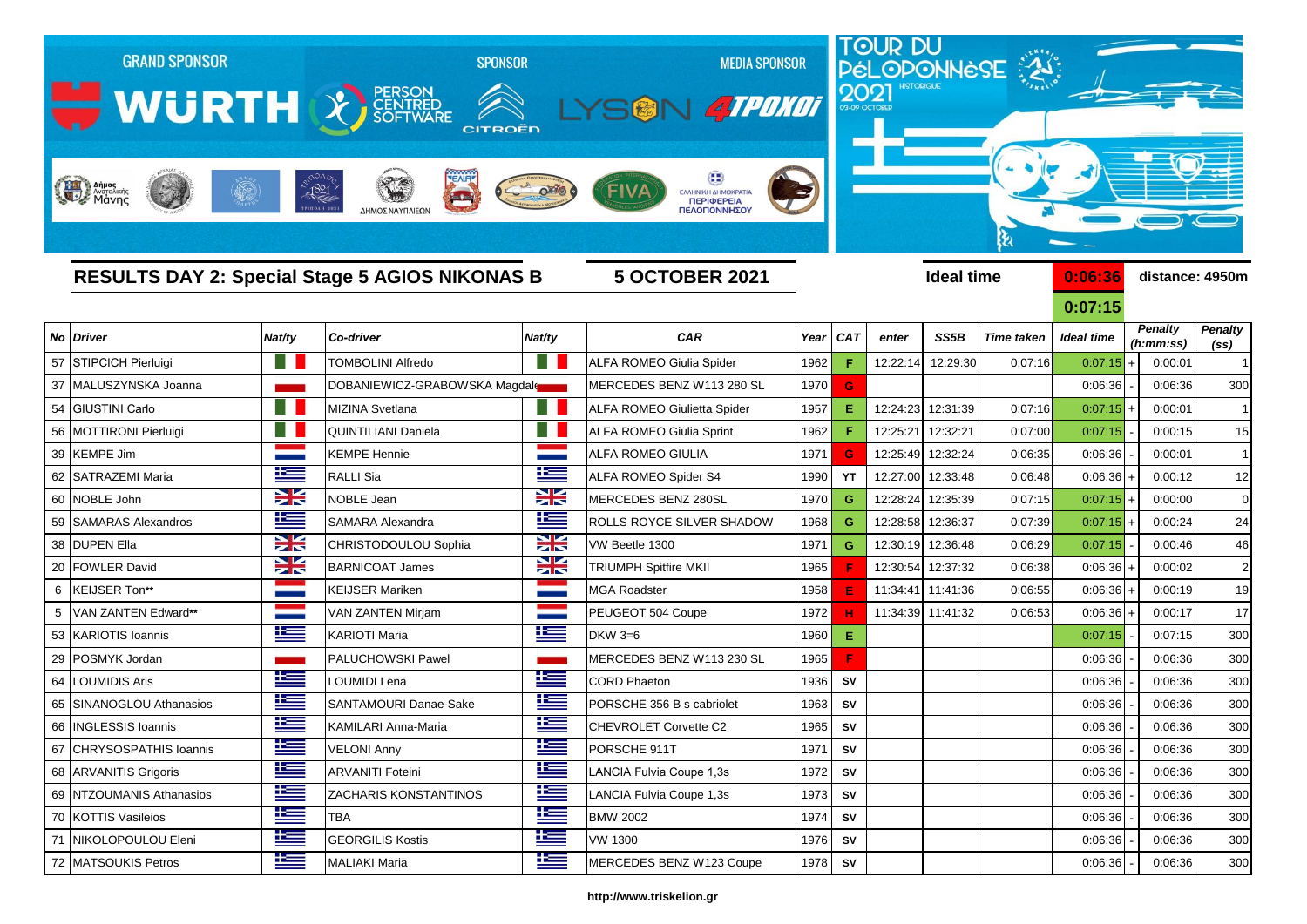GRAND SPONSOR WÜRTH — SPONSOR PERSON CENTRED SOFTWARE, CITROËN — MEDIA SPONSOR LYSON, 4ΤΡΟΧΟΙ

TOUR DU PÉLOPONNÈSE 2021 HISTORIQUE 03-09 OCTOBER

## RESULTS DAY 2: Special Stage 5 AGIOS NIKONAS B

**5 OCTOBER 2021**

**Ideal time** 0:06:36 / 0:07:15 **distance: 4950m**

| No | Driver | Nat/ty | Co-driver | Nat/ty | CAR | Year | CAT | enter | SS5B | Time taken | Ideal time | | Penalty (h:mm:ss) | Penalty (ss) |
|---|---|---|---|---|---|---|---|---|---|---|---|---|---|---|
| 57 | STIPCICH Pierluigi | | TOMBOLINI Alfredo | | ALFA ROMEO Giulia Spider | 1962 | F | 12:22:14 | 12:29:30 | 0:07:16 | 0:07:15 | + | 0:00:01 | 1 |
| 37 | MALUSZYNSKA Joanna | | DOBANIEWICZ-GRABOWSKA Magdale | | MERCEDES BENZ W113 280 SL | 1970 | G | | | | 0:06:36 | - | 0:06:36 | 300 |
| 54 | GIUSTINI Carlo | | MIZINA Svetlana | | ALFA ROMEO Giulietta Spider | 1957 | E | 12:24:23 | 12:31:39 | 0:07:16 | 0:07:15 | + | 0:00:01 | 1 |
| 56 | MOTTIRONI Pierluigi | | QUINTILIANI Daniela | | ALFA ROMEO Giulia Sprint | 1962 | F | 12:25:21 | 12:32:21 | 0:07:00 | 0:07:15 | - | 0:00:15 | 15 |
| 39 | KEMPE Jim | | KEMPE Hennie | | ALFA ROMEO GIULIA | 1971 | G | 12:25:49 | 12:32:24 | 0:06:35 | 0:06:36 | - | 0:00:01 | 1 |
| 62 | SATRAZEMI Maria | | RALLI Sia | | ALFA ROMEO Spider S4 | 1990 | YT | 12:27:00 | 12:33:48 | 0:06:48 | 0:06:36 | + | 0:00:12 | 12 |
| 60 | NOBLE John | | NOBLE Jean | | MERCEDES BENZ 280SL | 1970 | G | 12:28:24 | 12:35:39 | 0:07:15 | 0:07:15 | + | 0:00:00 | 0 |
| 59 | SAMARAS Alexandros | | SAMARA Alexandra | | ROLLS ROYCE SILVER SHADOW | 1968 | G | 12:28:58 | 12:36:37 | 0:07:39 | 0:07:15 | + | 0:00:24 | 24 |
| 38 | DUPEN Ella | | CHRISTODOULOU Sophia | | VW Beetle 1300 | 1971 | G | 12:30:19 | 12:36:48 | 0:06:29 | 0:07:15 | - | 0:00:46 | 46 |
| 20 | FOWLER David | | BARNICOAT James | | TRIUMPH Spitfire MKII | 1965 | F | 12:30:54 | 12:37:32 | 0:06:38 | 0:06:36 | + | 0:00:02 | 2 |
| 6 | KEIJSER Ton** | | KEIJSER Mariken | | MGA Roadster | 1958 | E | 11:34:41 | 11:41:36 | 0:06:55 | 0:06:36 | + | 0:00:19 | 19 |
| 5 | VAN ZANTEN Edward** | | VAN ZANTEN Mirjam | | PEUGEOT 504 Coupe | 1972 | H | 11:34:39 | 11:41:32 | 0:06:53 | 0:06:36 | + | 0:00:17 | 17 |
| 53 | KARIOTIS Ioannis | | KARIOTI Maria | | DKW 3=6 | 1960 | E | | | | 0:07:15 | - | 0:07:15 | 300 |
| 29 | POSMYK Jordan | | PALUCHOWSKI Pawel | | MERCEDES BENZ W113 230 SL | 1965 | F | | | | 0:06:36 | - | 0:06:36 | 300 |
| 64 | LOUMIDIS Aris | | LOUMIDI Lena | | CORD Phaeton | 1936 | SV | | | | 0:06:36 | - | 0:06:36 | 300 |
| 65 | SINANOGLOU Athanasios | | SANTAMOURI Danae-Sake | | PORSCHE 356 B s cabriolet | 1963 | SV | | | | 0:06:36 | - | 0:06:36 | 300 |
| 66 | INGLESSIS Ioannis | | KAMILARI Anna-Maria | | CHEVROLET Corvette C2 | 1965 | SV | | | | 0:06:36 | - | 0:06:36 | 300 |
| 67 | CHRYSOSPATHIS Ioannis | | VELONI Anny | | PORSCHE 911T | 1971 | SV | | | | 0:06:36 | - | 0:06:36 | 300 |
| 68 | ARVANITIS Grigoris | | ARVANITI Foteini | | LANCIA Fulvia Coupe 1,3s | 1972 | SV | | | | 0:06:36 | - | 0:06:36 | 300 |
| 69 | NTZOUMANIS Athanasios | | ZACHARIS KONSTANTINOS | | LANCIA Fulvia Coupe 1,3s | 1973 | SV | | | | 0:06:36 | - | 0:06:36 | 300 |
| 70 | KOTTIS Vasileios | | TBA | | BMW 2002 | 1974 | SV | | | | 0:06:36 | - | 0:06:36 | 300 |
| 71 | NIKOLOPOULOU Eleni | | GEORGILIS Kostis | | VW 1300 | 1976 | SV | | | | 0:06:36 | - | 0:06:36 | 300 |
| 72 | MATSOUKIS Petros | | MALIAKI Maria | | MERCEDES BENZ W123 Coupe | 1978 | SV | | | | 0:06:36 | - | 0:06:36 | 300 |

http://www.triskelion.gr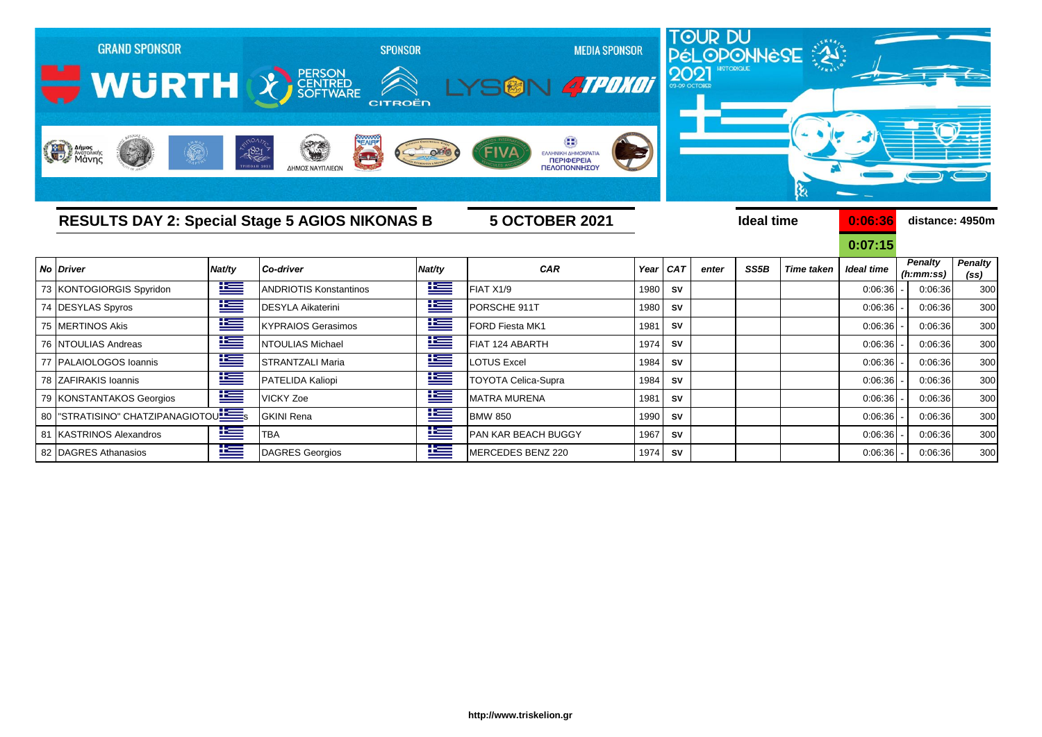GRAND SPONSOR — WÜRTH · PERSON CENTRED SOFTWARE | SPONSOR — CITROËN | MEDIA SPONSOR — LYSON 4TPOXOI

TOUR DU PÉLOPONNÈSE HISTORIQUE 2021 · 03-09 OCTOBER

Δήμος Ανατολικής Μάνης · ΔΗΜΟΣ ΝΑΥΠΛΙΕΩΝ · FIVA · ΕΛΛΗΝΙΚΗ ΔΗΜΟΚΡΑΤΙΑ ΠΕΡΙΦΕΡΕΙΑ ΠΕΛΟΠΟΝΝΗΣΟΥ

## RESULTS DAY 2: Special Stage 5 AGIOS NIKONAS B

**5 OCTOBER 2021**

**Ideal time** 0:06:36 · 0:07:15 · **distance: 4950m**

| No | Driver | Nat/ty | Co-driver | Nat/ty | CAR | Year | CAT | enter | SS5B | Time taken | Ideal time | | Penalty (h:mm:ss) | Penalty (ss) |
|---|---|---|---|---|---|---|---|---|---|---|---|---|---|---|
| 73 | KONTOGIORGIS Spyridon | | ANDRIOTIS Konstantinos | | FIAT X1/9 | 1980 | SV | | | | 0:06:36 | - | 0:06:36 | 300 |
| 74 | DESYLAS Spyros | | DESYLA Aikaterini | | PORSCHE 911T | 1980 | SV | | | | 0:06:36 | - | 0:06:36 | 300 |
| 75 | MERTINOS Akis | | KYPRAIOS Gerasimos | | FORD Fiesta MK1 | 1981 | SV | | | | 0:06:36 | - | 0:06:36 | 300 |
| 76 | NTOULIAS Andreas | | NTOULIAS Michael | | FIAT 124 ABARTH | 1974 | SV | | | | 0:06:36 | - | 0:06:36 | 300 |
| 77 | PALAIOLOGOS Ioannis | | STRANTZALI Maria | | LOTUS Excel | 1984 | SV | | | | 0:06:36 | - | 0:06:36 | 300 |
| 78 | ZAFIRAKIS Ioannis | | PATELIDA Kaliopi | | TOYOTA Celica-Supra | 1984 | SV | | | | 0:06:36 | - | 0:06:36 | 300 |
| 79 | KONSTANTAKOS Georgios | | VICKY Zoe | | MATRA MURENA | 1981 | SV | | | | 0:06:36 | - | 0:06:36 | 300 |
| 80 | "STRATISINO" CHATZIPANAGIOTOU...s | | GKINI Rena | | BMW 850 | 1990 | SV | | | | 0:06:36 | - | 0:06:36 | 300 |
| 81 | KASTRINOS Alexandros | | TBA | | PAN KAR BEACH BUGGY | 1967 | SV | | | | 0:06:36 | - | 0:06:36 | 300 |
| 82 | DAGRES Athanasios | | DAGRES Georgios | | MERCEDES BENZ 220 | 1974 | SV | | | | 0:06:36 | - | 0:06:36 | 300 |

http://www.triskelion.gr